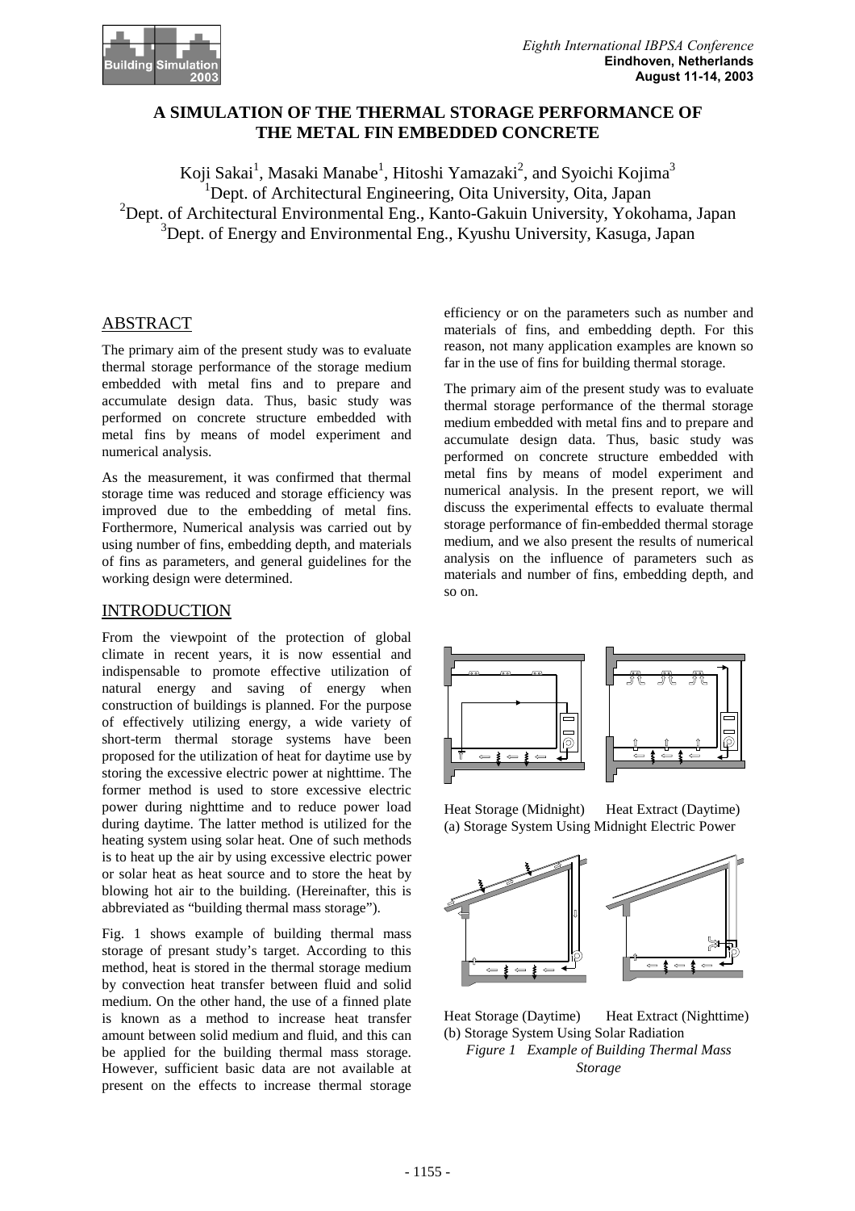# A SIMULATION OF THE THERMAL STORAGE PERFORMANCE OF THE METAL FIN EMBEDDED CONCRETE

Koji Sakai[1], Masaki Manabe[1], Hitoshi Yamazaki[2], and Syoichi Kojima[3]

[1]Dept. of Architectural Engineering, Oita University, Oita, Japan
[2]Dept. of Architectural Environmental Eng., Kanto-Gakuin University, Yokohama, Japan
[3]Dept. of Energy and Environmental Eng., Kyushu University, Kasuga, Japan

## ABSTRACT

The primary aim of the present study was to evaluate thermal storage performance of the storage medium embedded with metal fins and to prepare and accumulate design data. Thus, basic study was performed on concrete structure embedded with metal fins by means of model experiment and numerical analysis.

As the measurement, it was confirmed that thermal storage time was reduced and storage efficiency was improved due to the embedding of metal fins. Forthermore, Numerical analysis was carried out by using number of fins, embedding depth, and materials of fins as parameters, and general guidelines for the working design were determined.

## INTRODUCTION

From the viewpoint of the protection of global climate in recent years, it is now essential and indispensable to promote effective utilization of natural energy and saving of energy when construction of buildings is planned. For the purpose of effectively utilizing energy, a wide variety of short-term thermal storage systems have been proposed for the utilization of heat for daytime use by storing the excessive electric power at nighttime. The former method is used to store excessive electric power during nighttime and to reduce power load during daytime. The latter method is utilized for the heating system using solar heat. One of such methods is to heat up the air by using excessive electric power or solar heat as heat source and to store the heat by blowing hot air to the building. (Hereinafter, this is abbreviated as "building thermal mass storage").

Fig. 1 shows example of building thermal mass storage of presant study's target. According to this method, heat is stored in the thermal storage medium by convection heat transfer between fluid and solid medium. On the other hand, the use of a finned plate is known as a method to increase heat transfer amount between solid medium and fluid, and this can be applied for the building thermal mass storage. However, sufficient basic data are not available at present on the effects to increase thermal storage efficiency or on the parameters such as number and materials of fins, and embedding depth. For this reason, not many application examples are known so far in the use of fins for building thermal storage.

The primary aim of the present study was to evaluate thermal storage performance of the thermal storage medium embedded with metal fins and to prepare and accumulate design data. Thus, basic study was performed on concrete structure embedded with metal fins by means of model experiment and numerical analysis. In the present report, we will discuss the experimental effects to evaluate thermal storage performance of fin-embedded thermal storage medium, and we also present the results of numerical analysis on the influence of parameters such as materials and number of fins, embedding depth, and so on.

Heat Storage (Midnight)      Heat Extract (Daytime)
(a) Storage System Using Midnight Electric Power

Heat Storage (Daytime)      Heat Extract (Nighttime)
(b) Storage System Using Solar Radiation

*Figure 1 Example of Building Thermal Mass Storage*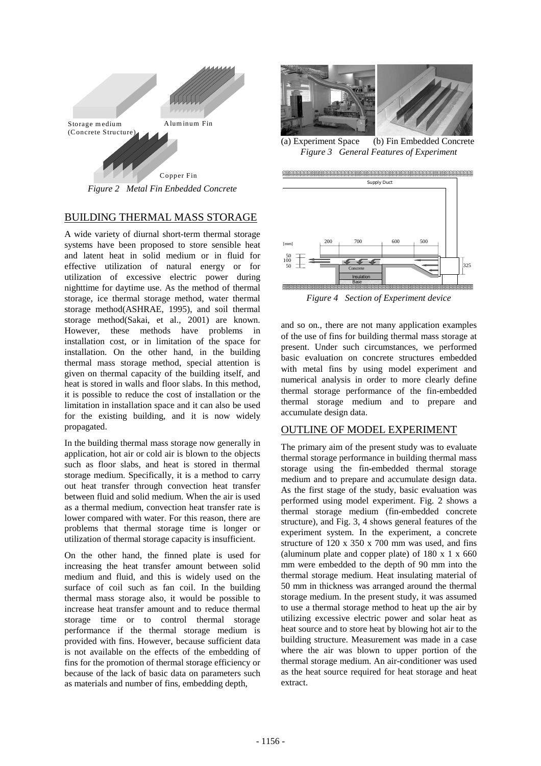Figure 2 Metal Fin Enbedded Concrete

(a) Experiment Space (b) Fin Embedded Concrete

Figure 3 General Features of Experiment

Figure 4 Section of Experiment device

## BUILDING THERMAL MASS STORAGE

A wide variety of diurnal short-term thermal storage systems have been proposed to store sensible heat and latent heat in solid medium or in fluid for effective utilization of natural energy or for utilization of excessive electric power during nighttime for daytime use. As the method of thermal storage, ice thermal storage method, water thermal storage method(ASHRAE, 1995), and soil thermal storage method(Sakai, et al., 2001) are known. However, these methods have problems in installation cost, or in limitation of the space for installation. On the other hand, in the building thermal mass storage method, special attention is given on thermal capacity of the building itself, and heat is stored in walls and floor slabs. In this method, it is possible to reduce the cost of installation or the limitation in installation space and it can also be used for the existing building, and it is now widely propagated.

In the building thermal mass storage now generally in application, hot air or cold air is blown to the objects such as floor slabs, and heat is stored in thermal storage medium. Specifically, it is a method to carry out heat transfer through convection heat transfer between fluid and solid medium. When the air is used as a thermal medium, convection heat transfer rate is lower compared with water. For this reason, there are problems that thermal storage time is longer or utilization of thermal storage capacity is insufficient.

On the other hand, the finned plate is used for increasing the heat transfer amount between solid medium and fluid, and this is widely used on the surface of coil such as fan coil. In the building thermal mass storage also, it would be possible to increase heat transfer amount and to reduce thermal storage time or to control thermal storage performance if the thermal storage medium is provided with fins. However, because sufficient data is not available on the effects of the embedding of fins for the promotion of thermal storage efficiency or because of the lack of basic data on parameters such as materials and number of fins, embedding depth, and so on., there are not many application examples of the use of fins for building thermal mass storage at present. Under such circumstances, we performed basic evaluation on concrete structures embedded with metal fins by using model experiment and numerical analysis in order to more clearly define thermal storage performance of the fin-embedded thermal storage medium and to prepare and accumulate design data.

## OUTLINE OF MODEL EXPERIMENT

The primary aim of the present study was to evaluate thermal storage performance in building thermal mass storage using the fin-embedded thermal storage medium and to prepare and accumulate design data. As the first stage of the study, basic evaluation was performed using model experiment. Fig. 2 shows a thermal storage medium (fin-embedded concrete structure), and Fig. 3, 4 shows general features of the experiment system. In the experiment, a concrete structure of 120 x 350 x 700 mm was used, and fins (aluminum plate and copper plate) of 180 x 1 x 660 mm were embedded to the depth of 90 mm into the thermal storage medium. Heat insulating material of 50 mm in thickness was arranged around the thermal storage medium. In the present study, it was assumed to use a thermal storage method to heat up the air by utilizing excessive electric power and solar heat as heat source and to store heat by blowing hot air to the building structure. Measurement was made in a case where the air was blown to upper portion of the thermal storage medium. An air-conditioner was used as the heat source required for heat storage and heat extract.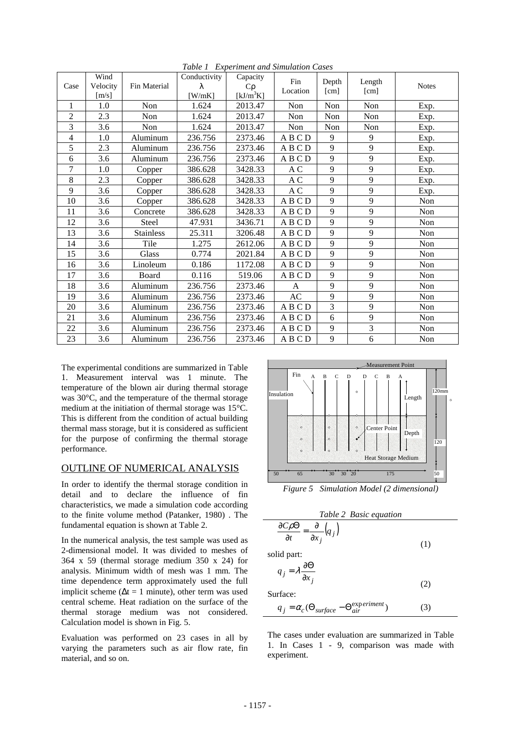*Table 1 Experiment and Simulation Cases*

| Case | Wind Velocity [m/s] | Fin Material | Conductivity λ [W/mK] | Capacity Cρ [kJ/m$^3$K] | Fin Location | Depth [cm] | Length [cm] | Notes |
|---|---|---|---|---|---|---|---|---|
| 1 | 1.0 | Non | 1.624 | 2013.47 | Non | Non | Non | Exp. |
| 2 | 2.3 | Non | 1.624 | 2013.47 | Non | Non | Non | Exp. |
| 3 | 3.6 | Non | 1.624 | 2013.47 | Non | Non | Non | Exp. |
| 4 | 1.0 | Aluminum | 236.756 | 2373.46 | A B C D | 9 | 9 | Exp. |
| 5 | 2.3 | Aluminum | 236.756 | 2373.46 | A B C D | 9 | 9 | Exp. |
| 6 | 3.6 | Aluminum | 236.756 | 2373.46 | A B C D | 9 | 9 | Exp. |
| 7 | 1.0 | Copper | 386.628 | 3428.33 | A C | 9 | 9 | Exp. |
| 8 | 2.3 | Copper | 386.628 | 3428.33 | A C | 9 | 9 | Exp. |
| 9 | 3.6 | Copper | 386.628 | 3428.33 | A C | 9 | 9 | Exp. |
| 10 | 3.6 | Copper | 386.628 | 3428.33 | A B C D | 9 | 9 | Non |
| 11 | 3.6 | Concrete | 386.628 | 3428.33 | A B C D | 9 | 9 | Non |
| 12 | 3.6 | Steel | 47.931 | 3436.71 | A B C D | 9 | 9 | Non |
| 13 | 3.6 | Stainless | 25.311 | 3206.48 | A B C D | 9 | 9 | Non |
| 14 | 3.6 | Tile | 1.275 | 2612.06 | A B C D | 9 | 9 | Non |
| 15 | 3.6 | Glass | 0.774 | 2021.84 | A B C D | 9 | 9 | Non |
| 16 | 3.6 | Linoleum | 0.186 | 1172.08 | A B C D | 9 | 9 | Non |
| 17 | 3.6 | Board | 0.116 | 519.06 | A B C D | 9 | 9 | Non |
| 18 | 3.6 | Aluminum | 236.756 | 2373.46 | A | 9 | 9 | Non |
| 19 | 3.6 | Aluminum | 236.756 | 2373.46 | AC | 9 | 9 | Non |
| 20 | 3.6 | Aluminum | 236.756 | 2373.46 | A B C D | 3 | 9 | Non |
| 21 | 3.6 | Aluminum | 236.756 | 2373.46 | A B C D | 6 | 9 | Non |
| 22 | 3.6 | Aluminum | 236.756 | 2373.46 | A B C D | 9 | 3 | Non |
| 23 | 3.6 | Aluminum | 236.756 | 2373.46 | A B C D | 9 | 6 | Non |

The experimental conditions are summarized in Table 1. Measurement interval was 1 minute. The temperature of the blown air during thermal storage was 30°C, and the temperature of the thermal storage medium at the initiation of thermal storage was 15°C. This is different from the condition of actual building thermal mass storage, but it is considered as sufficient for the purpose of confirming the thermal storage performance.

## OUTLINE OF NUMERICAL ANALYSIS

In order to identify the thermal storage condition in detail and to declare the influence of fin characteristics, we made a simulation code according to the finite volume method (Patanker, 1980) . The fundamental equation is shown at Table 2.

In the numerical analysis, the test sample was used as 2-dimensional model. It was divided to meshes of 364 x 59 (thermal storage medium 350 x 24) for analysis. Minimum width of mesh was 1 mm. The time dependence term approximately used the full implicit scheme (Δt = 1 minute), other term was used central scheme. Heat radiation on the surface of the thermal storage medium was not considered. Calculation model is shown in Fig. 5.

Evaluation was performed on 23 cases in all by varying the parameters such as air flow rate, fin material, and so on.

*Figure 5 Simulation Model (2 dimensional)*

*Table 2 Basic equation*

$$\frac{\partial C\rho\Theta}{\partial t} = \frac{\partial}{\partial x_j}\left(q_j\right) \tag{1}$$

solid part:

$$q_j = \lambda \frac{\partial \Theta}{\partial x_j} \tag{2}$$

Surface:

$$q_j = \alpha_c(\Theta_{surface} - \Theta_{air}^{experiment}) \tag{3}$$

The cases under evaluation are summarized in Table 1. In Cases 1 - 9, comparison was made with experiment.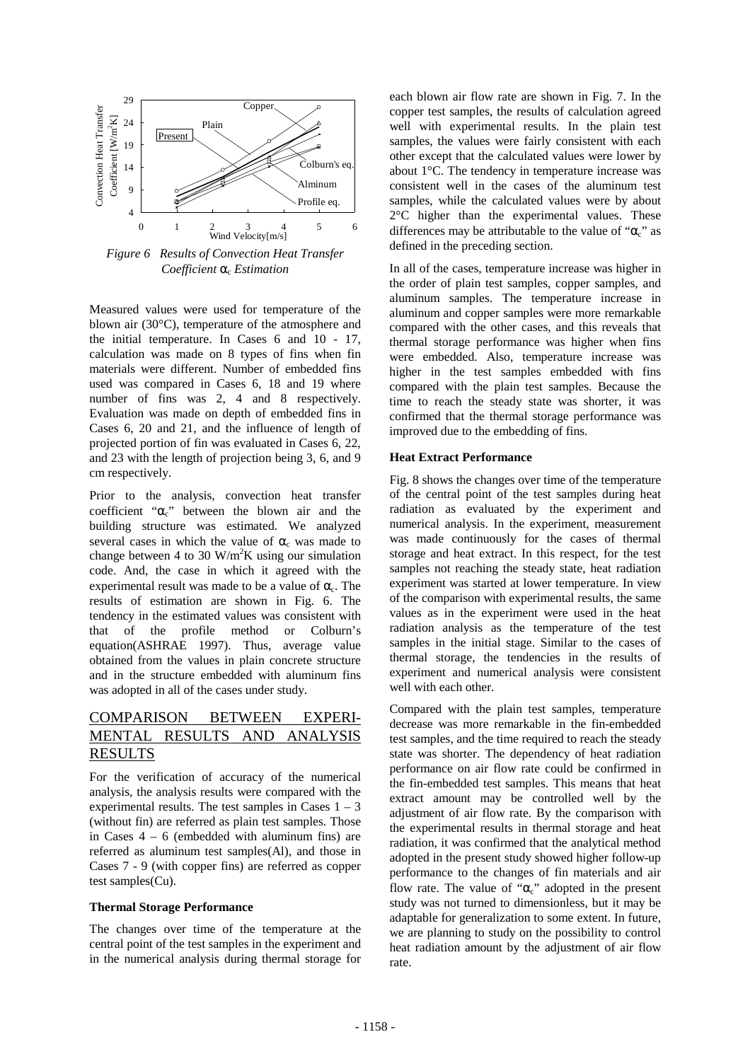Figure 6 Results of Convection Heat Transfer Coefficient $\alpha_c$ Estimation

Measured values were used for temperature of the blown air (30°C), temperature of the atmosphere and the initial temperature. In Cases 6 and 10 - 17, calculation was made on 8 types of fins when fin materials were different. Number of embedded fins used was compared in Cases 6, 18 and 19 where number of fins was 2, 4 and 8 respectively. Evaluation was made on depth of embedded fins in Cases 6, 20 and 21, and the influence of length of projected portion of fin was evaluated in Cases 6, 22, and 23 with the length of projection being 3, 6, and 9 cm respectively.

Prior to the analysis, convection heat transfer coefficient "$\alpha_c$" between the blown air and the building structure was estimated. We analyzed several cases in which the value of $\alpha_c$ was made to change between 4 to 30 W/m$^2$K using our simulation code. And, the case in which it agreed with the experimental result was made to be a value of $\alpha_c$. The results of estimation are shown in Fig. 6. The tendency in the estimated values was consistent with that of the profile method or Colburn's equation(ASHRAE 1997). Thus, average value obtained from the values in plain concrete structure and in the structure embedded with aluminum fins was adopted in all of the cases under study.

## COMPARISON BETWEEN EXPERIMENTAL RESULTS AND ANALYSIS RESULTS

For the verification of accuracy of the numerical analysis, the analysis results were compared with the experimental results. The test samples in Cases 1 – 3 (without fin) are referred as plain test samples. Those in Cases 4 – 6 (embedded with aluminum fins) are referred as aluminum test samples(Al), and those in Cases 7 - 9 (with copper fins) are referred as copper test samples(Cu).

### Thermal Storage Performance

The changes over time of the temperature at the central point of the test samples in the experiment and in the numerical analysis during thermal storage for each blown air flow rate are shown in Fig. 7. In the copper test samples, the results of calculation agreed well with experimental results. In the plain test samples, the values were fairly consistent with each other except that the calculated values were lower by about 1°C. The tendency in temperature increase was consistent well in the cases of the aluminum test samples, while the calculated values were by about 2°C higher than the experimental values. These differences may be attributable to the value of "$\alpha_c$" as defined in the preceding section.

In all of the cases, temperature increase was higher in the order of plain test samples, copper samples, and aluminum samples. The temperature increase in aluminum and copper samples were more remarkable compared with the other cases, and this reveals that thermal storage performance was higher when fins were embedded. Also, temperature increase was higher in the test samples embedded with fins compared with the plain test samples. Because the time to reach the steady state was shorter, it was confirmed that the thermal storage performance was improved due to the embedding of fins.

### Heat Extract Performance

Fig. 8 shows the changes over time of the temperature of the central point of the test samples during heat radiation as evaluated by the experiment and numerical analysis. In the experiment, measurement was made continuously for the cases of thermal storage and heat extract. In this respect, for the test samples not reaching the steady state, heat radiation experiment was started at lower temperature. In view of the comparison with experimental results, the same values as in the experiment were used in the heat radiation analysis as the temperature of the test samples in the initial stage. Similar to the cases of thermal storage, the tendencies in the results of experiment and numerical analysis were consistent well with each other.

Compared with the plain test samples, temperature decrease was more remarkable in the fin-embedded test samples, and the time required to reach the steady state was shorter. The dependency of heat radiation performance on air flow rate could be confirmed in the fin-embedded test samples. This means that heat extract amount may be controlled well by the adjustment of air flow rate. By the comparison with the experimental results in thermal storage and heat radiation, it was confirmed that the analytical method adopted in the present study showed higher follow-up performance to the changes of fin materials and air flow rate. The value of "$\alpha_c$" adopted in the present study was not turned to dimensionless, but it may be adaptable for generalization to some extent. In future, we are planning to study on the possibility to control heat radiation amount by the adjustment of air flow rate.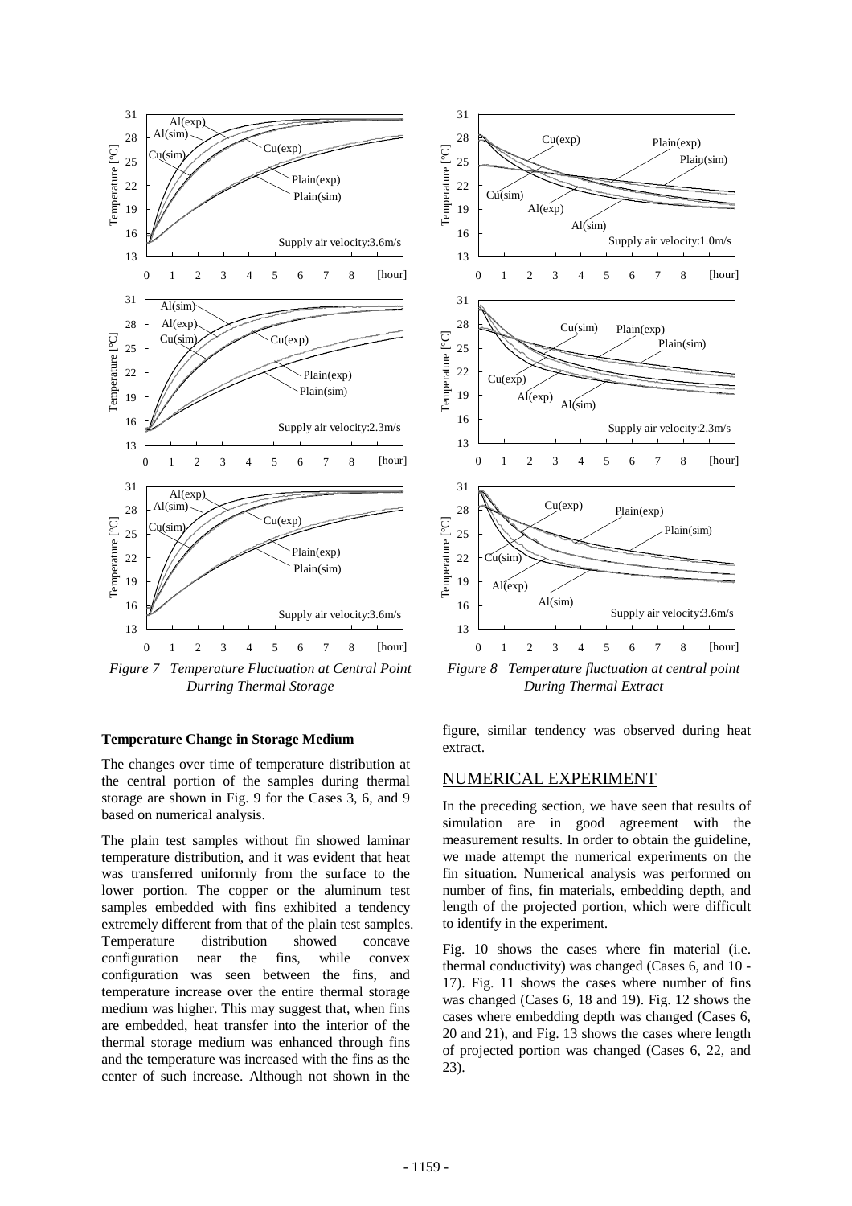*Figure 7 Temperature Fluctuation at Central Point Durring Thermal Storage*

*Figure 8 Temperature fluctuation at central point During Thermal Extract*

**Temperature Change in Storage Medium**

The changes over time of temperature distribution at the central portion of the samples during thermal storage are shown in Fig. 9 for the Cases 3, 6, and 9 based on numerical analysis.

The plain test samples without fin showed laminar temperature distribution, and it was evident that heat was transferred uniformly from the surface to the lower portion. The copper or the aluminum test samples embedded with fins exhibited a tendency extremely different from that of the plain test samples. Temperature distribution showed concave configuration near the fins, while convex configuration was seen between the fins, and temperature increase over the entire thermal storage medium was higher. This may suggest that, when fins are embedded, heat transfer into the interior of the thermal storage medium was enhanced through fins and the temperature was increased with the fins as the center of such increase. Although not shown in the figure, similar tendency was observed during heat extract.

## NUMERICAL EXPERIMENT

In the preceding section, we have seen that results of simulation are in good agreement with the measurement results. In order to obtain the guideline, we made attempt the numerical experiments on the fin situation. Numerical analysis was performed on number of fins, fin materials, embedding depth, and length of the projected portion, which were difficult to identify in the experiment.

Fig. 10 shows the cases where fin material (i.e. thermal conductivity) was changed (Cases 6, and 10 - 17). Fig. 11 shows the cases where number of fins was changed (Cases 6, 18 and 19). Fig. 12 shows the cases where embedding depth was changed (Cases 6, 20 and 21), and Fig. 13 shows the cases where length of projected portion was changed (Cases 6, 22, and 23).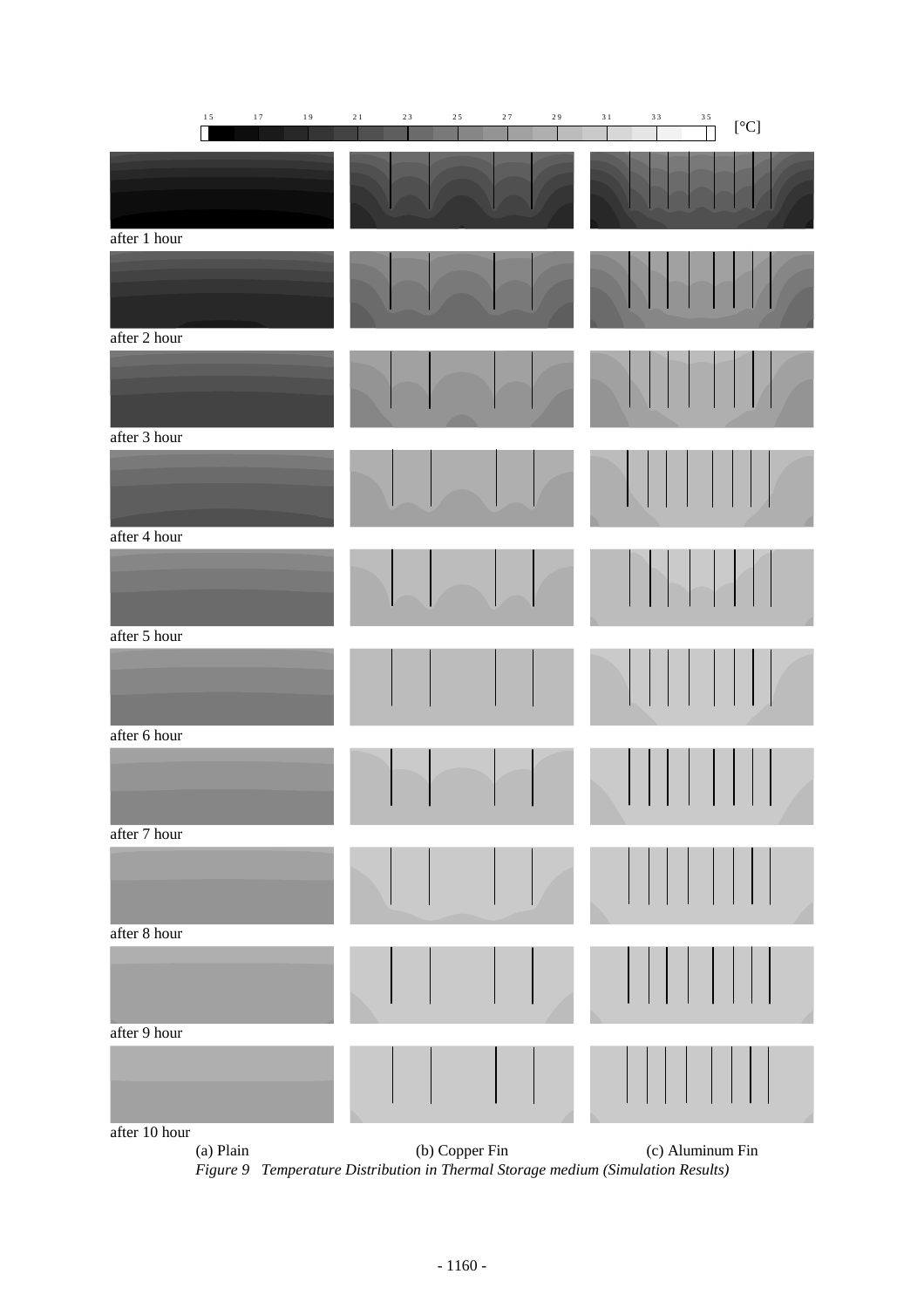15 17 19 21 23 25 27 29 31 33 35 [°C]

after 1 hour

after 2 hour

after 3 hour

after 4 hour

after 5 hour

after 6 hour

after 7 hour

after 8 hour

after 9 hour

after 10 hour

(a) Plain (b) Copper Fin (c) Aluminum Fin

*Figure 9 Temperature Distribution in Thermal Storage medium (Simulation Results)*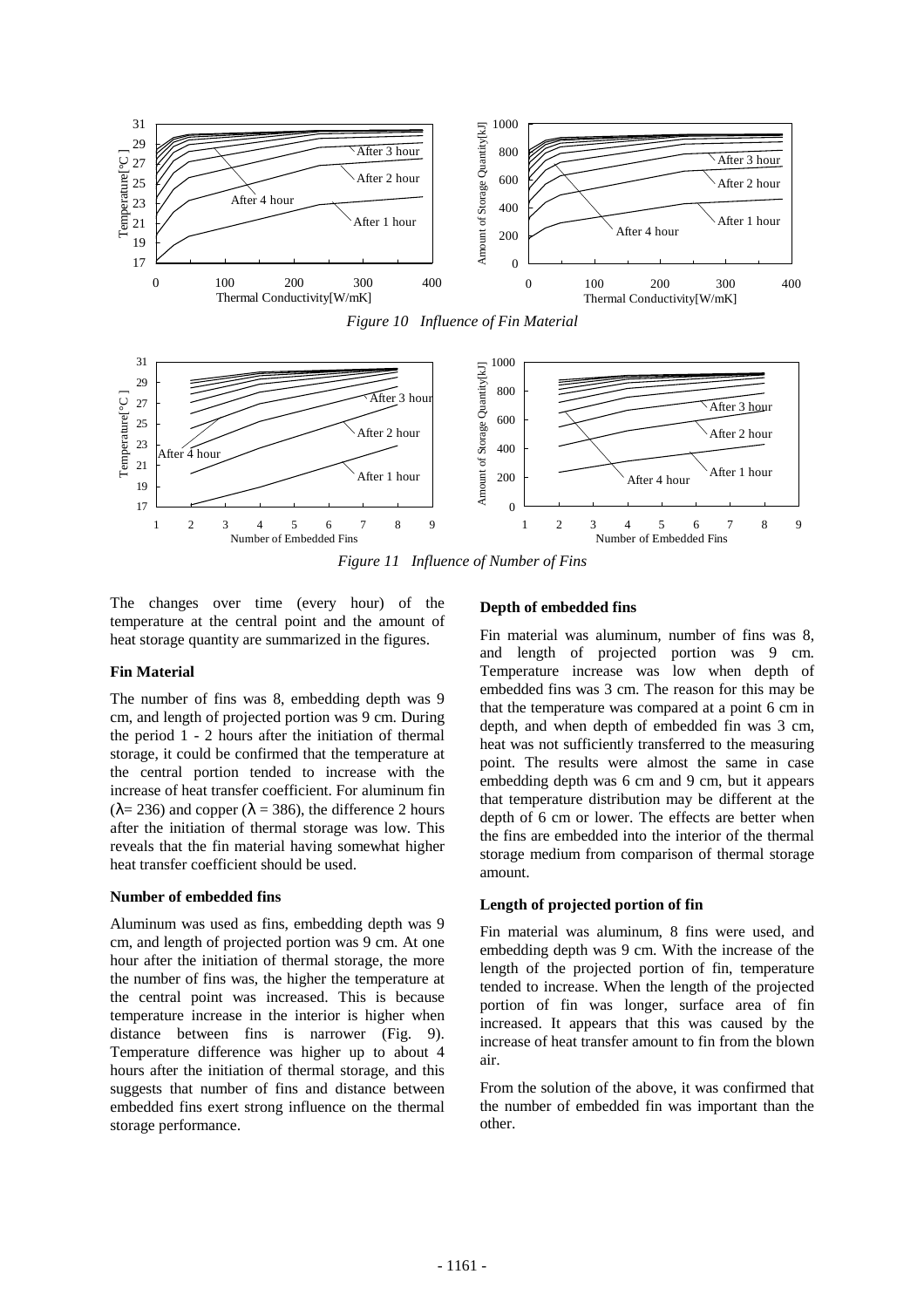*Figure 10 Influence of Fin Material*

*Figure 11 Influence of Number of Fins*

The changes over time (every hour) of the temperature at the central point and the amount of heat storage quantity are summarized in the figures.

**Fin Material**

The number of fins was 8, embedding depth was 9 cm, and length of projected portion was 9 cm. During the period 1 - 2 hours after the initiation of thermal storage, it could be confirmed that the temperature at the central portion tended to increase with the increase of heat transfer coefficient. For aluminum fin ($\lambda$= 236) and copper ($\lambda$ = 386), the difference 2 hours after the initiation of thermal storage was low. This reveals that the fin material having somewhat higher heat transfer coefficient should be used.

**Number of embedded fins**

Aluminum was used as fins, embedding depth was 9 cm, and length of projected portion was 9 cm. At one hour after the initiation of thermal storage, the more the number of fins was, the higher the temperature at the central point was increased. This is because temperature increase in the interior is higher when distance between fins is narrower (Fig. 9). Temperature difference was higher up to about 4 hours after the initiation of thermal storage, and this suggests that number of fins and distance between embedded fins exert strong influence on the thermal storage performance.

**Depth of embedded fins**

Fin material was aluminum, number of fins was 8, and length of projected portion was 9 cm. Temperature increase was low when depth of embedded fins was 3 cm. The reason for this may be that the temperature was compared at a point 6 cm in depth, and when depth of embedded fin was 3 cm, heat was not sufficiently transferred to the measuring point. The results were almost the same in case embedding depth was 6 cm and 9 cm, but it appears that temperature distribution may be different at the depth of 6 cm or lower. The effects are better when the fins are embedded into the interior of the thermal storage medium from comparison of thermal storage amount.

**Length of projected portion of fin**

Fin material was aluminum, 8 fins were used, and embedding depth was 9 cm. With the increase of the length of the projected portion of fin, temperature tended to increase. When the length of the projected portion of fin was longer, surface area of fin increased. It appears that this was caused by the increase of heat transfer amount to fin from the blown air.

From the solution of the above, it was confirmed that the number of embedded fin was important than the other.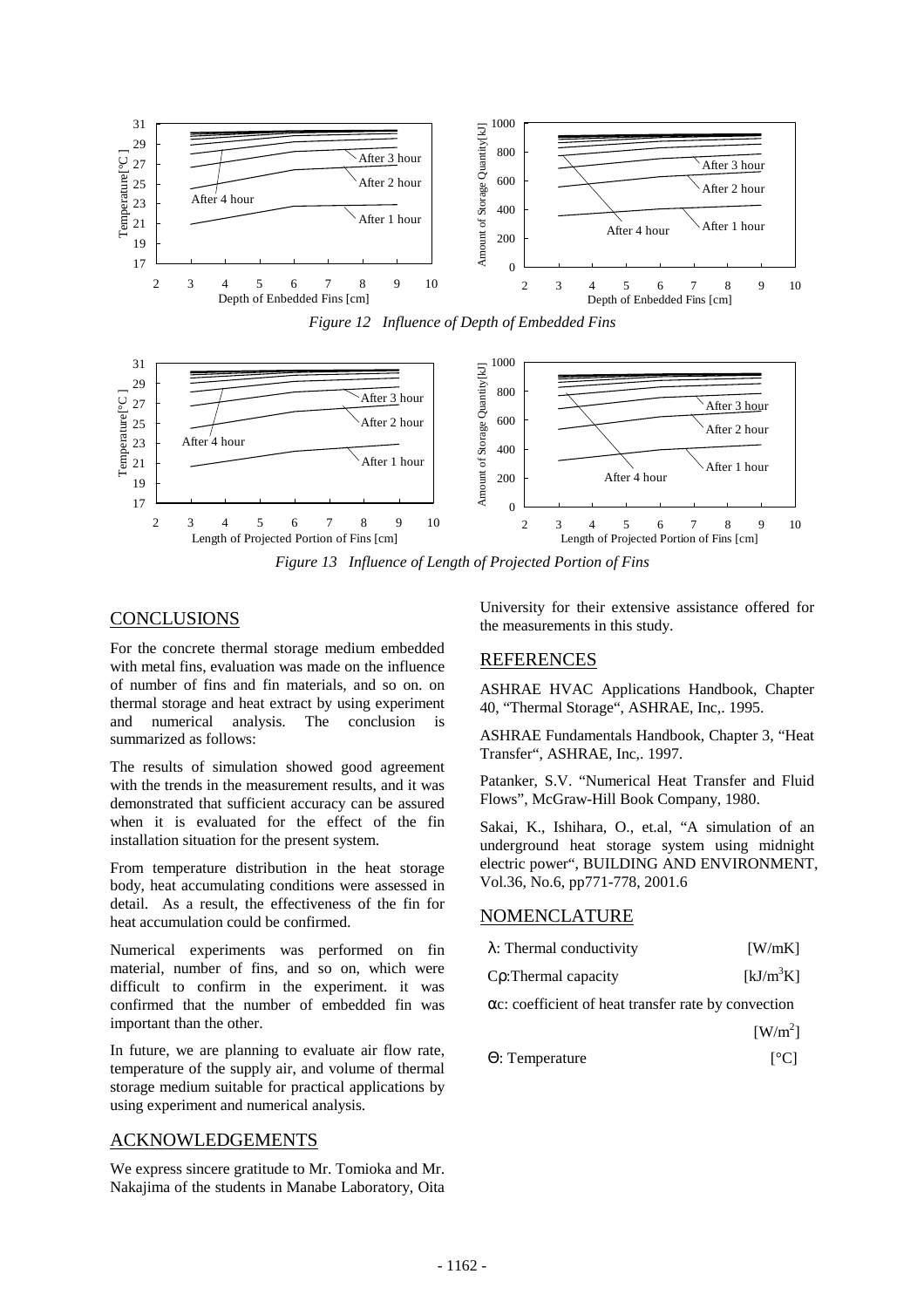31
29
27
25
23
21
19
17
Temperature[°C ]
2 3 4 5 6 7 8 9 10
Depth of Enbedded Fins [cm]
After 3 hour
After 2 hour
After 4 hour
After 1 hour

1000
800
600
400
200
0
Amount of Storage Quantity[kJ]
2 3 4 5 6 7 8 9 10
Depth of Enbedded Fins [cm]
After 3 hour
After 2 hour
After 4 hour
After 1 hour

*Figure 12 Influence of Depth of Embedded Fins*

31
29
27
25
23
21
19
17
Temperature[°C ]
2 3 4 5 6 7 8 9 10
Length of Projected Portion of Fins [cm]
After 3 hour
After 2 hour
After 4 hour
After 1 hour

1000
800
600
400
200
0
Amount of Storage Quantity[kJ]
2 3 4 5 6 7 8 9 10
Length of Projected Portion of Fins [cm]
After 3 hour
After 2 hour
After 4 hour
After 1 hour

*Figure 13 Influence of Length of Projected Portion of Fins*

## CONCLUSIONS

For the concrete thermal storage medium embedded with metal fins, evaluation was made on the influence of number of fins and fin materials, and so on. on thermal storage and heat extract by using experiment and numerical analysis. The conclusion is summarized as follows:

The results of simulation showed good agreement with the trends in the measurement results, and it was demonstrated that sufficient accuracy can be assured when it is evaluated for the effect of the fin installation situation for the present system.

From temperature distribution in the heat storage body, heat accumulating conditions were assessed in detail. As a result, the effectiveness of the fin for heat accumulation could be confirmed.

Numerical experiments was performed on fin material, number of fins, and so on, which were difficult to confirm in the experiment. it was confirmed that the number of embedded fin was important than the other.

In future, we are planning to evaluate air flow rate, temperature of the supply air, and volume of thermal storage medium suitable for practical applications by using experiment and numerical analysis.

## ACKNOWLEDGEMENTS

We express sincere gratitude to Mr. Tomioka and Mr. Nakajima of the students in Manabe Laboratory, Oita University for their extensive assistance offered for the measurements in this study.

## REFERENCES

ASHRAE HVAC Applications Handbook, Chapter 40, "Thermal Storage", ASHRAE, Inc,. 1995.

ASHRAE Fundamentals Handbook, Chapter 3, "Heat Transfer", ASHRAE, Inc,. 1997.

Patanker, S.V. "Numerical Heat Transfer and Fluid Flows", McGraw-Hill Book Company, 1980.

Sakai, K., Ishihara, O., et.al, "A simulation of an underground heat storage system using midnight electric power", BUILDING AND ENVIRONMENT, Vol.36, No.6, pp771-778, 2001.6

## NOMENCLATURE

$\lambda$: Thermal conductivity [W/mK]

$C\rho$: Thermal capacity [$kJ/m^3K$]

$\alpha c$: coefficient of heat transfer rate by convection [$W/m^2$]

$\Theta$: Temperature [°C]